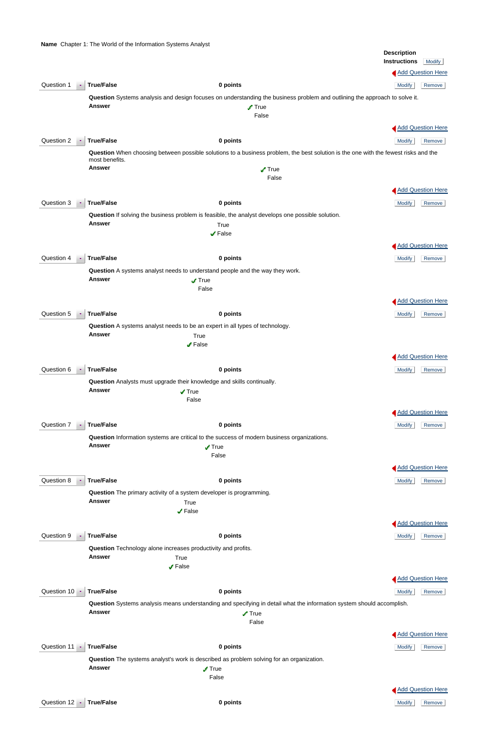**Name** Chapter 1: The World of the Information Systems Analyst

**Description**
**Instructions** Modify

Add Question Here

Question 1 | **True/False** | **0 points** | Modify | Remove

**Question** Systems analysis and design focuses on understanding the business problem and outlining the approach to solve it.
**Answer**
✓ True
False

Add Question Here

Question 2 | **True/False** | **0 points** | Modify | Remove

**Question** When choosing between possible solutions to a business problem, the best solution is the one with the fewest risks and the most benefits.
**Answer**
✓ True
False

Add Question Here

Question 3 | **True/False** | **0 points** | Modify | Remove

**Question** If solving the business problem is feasible, the analyst develops one possible solution.
**Answer**
True
✓ False

Add Question Here

Question 4 | **True/False** | **0 points** | Modify | Remove

**Question** A systems analyst needs to understand people and the way they work.
**Answer**
✓ True
False

Add Question Here

Question 5 | **True/False** | **0 points** | Modify | Remove

**Question** A systems analyst needs to be an expert in all types of technology.
**Answer**
True
✓ False

Add Question Here

Question 6 | **True/False** | **0 points** | Modify | Remove

**Question** Analysts must upgrade their knowledge and skills continually.
**Answer**
✓ True
False

Add Question Here

Question 7 | **True/False** | **0 points** | Modify | Remove

**Question** Information systems are critical to the success of modern business organizations.
**Answer**
✓ True
False

Add Question Here

Question 8 | **True/False** | **0 points** | Modify | Remove

**Question** The primary activity of a system developer is programming.
**Answer**
True
✓ False

Add Question Here

Question 9 | **True/False** | **0 points** | Modify | Remove

**Question** Technology alone increases productivity and profits.
**Answer**
True
✓ False

Add Question Here

Question 10 | **True/False** | **0 points** | Modify | Remove

**Question** Systems analysis means understanding and specifying in detail what the information system should accomplish.
**Answer**
✓ True
False

Add Question Here

Question 11 | **True/False** | **0 points** | Modify | Remove

**Question** The systems analyst's work is described as problem solving for an organization.
**Answer**
✓ True
False

Add Question Here

Question 12 | **True/False** | **0 points** | Modify | Remove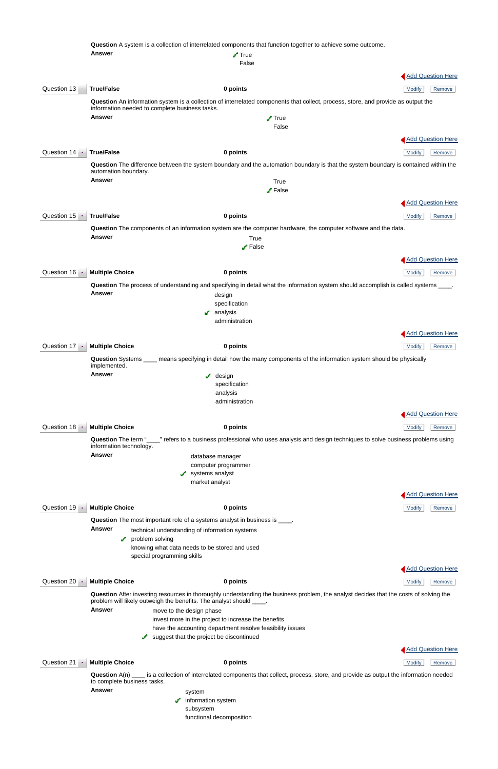**Question** A system is a collection of interrelated components that function together to achieve some outcome.

**Answer**

- ✓ True
- False

Add Question Here

Question 13 | **True/False** | **0 points** | Modify | Remove

**Question** An information system is a collection of interrelated components that collect, process, store, and provide as output the information needed to complete business tasks.

**Answer**

- ✓ True
- False

Add Question Here

Question 14 | **True/False** | **0 points** | Modify | Remove

**Question** The difference between the system boundary and the automation boundary is that the system boundary is contained within the automation boundary.

**Answer**

- True
- ✓ False

Add Question Here

Question 15 | **True/False** | **0 points** | Modify | Remove

**Question** The components of an information system are the computer hardware, the computer software and the data.

**Answer**

- True
- ✓ False

Add Question Here

Question 16 | **Multiple Choice** | **0 points** | Modify | Remove

**Question** The process of understanding and specifying in detail what the information system should accomplish is called systems ____.

**Answer**

- design
- specification
- ✓ analysis
- administration

Add Question Here

Question 17 | **Multiple Choice** | **0 points** | Modify | Remove

**Question** Systems ____ means specifying in detail how the many components of the information system should be physically implemented.

**Answer**

- ✓ design
- specification
- analysis
- administration

Add Question Here

Question 18 | **Multiple Choice** | **0 points** | Modify | Remove

**Question** The term "____" refers to a business professional who uses analysis and design techniques to solve business problems using information technology.

**Answer**

- database manager
- computer programmer
- ✓ systems analyst
- market analyst

Add Question Here

Question 19 | **Multiple Choice** | **0 points** | Modify | Remove

**Question** The most important role of a systems analyst in business is ____.

**Answer**

- technical understanding of information systems
- ✓ problem solving
- knowing what data needs to be stored and used
- special programming skills

Add Question Here

Question 20 | **Multiple Choice** | **0 points** | Modify | Remove

**Question** After investing resources in thoroughly understanding the business problem, the analyst decides that the costs of solving the problem will likely outweigh the benefits. The analyst should ____.

**Answer**

- move to the design phase
- invest more in the project to increase the benefits
- have the accounting department resolve feasibility issues
- ✓ suggest that the project be discontinued

Add Question Here

Question 21 | **Multiple Choice** | **0 points** | Modify | Remove

**Question** A(n) ____ is a collection of interrelated components that collect, process, store, and provide as output the information needed to complete business tasks.

**Answer**

- system
- ✓ information system
- subsystem
- functional decomposition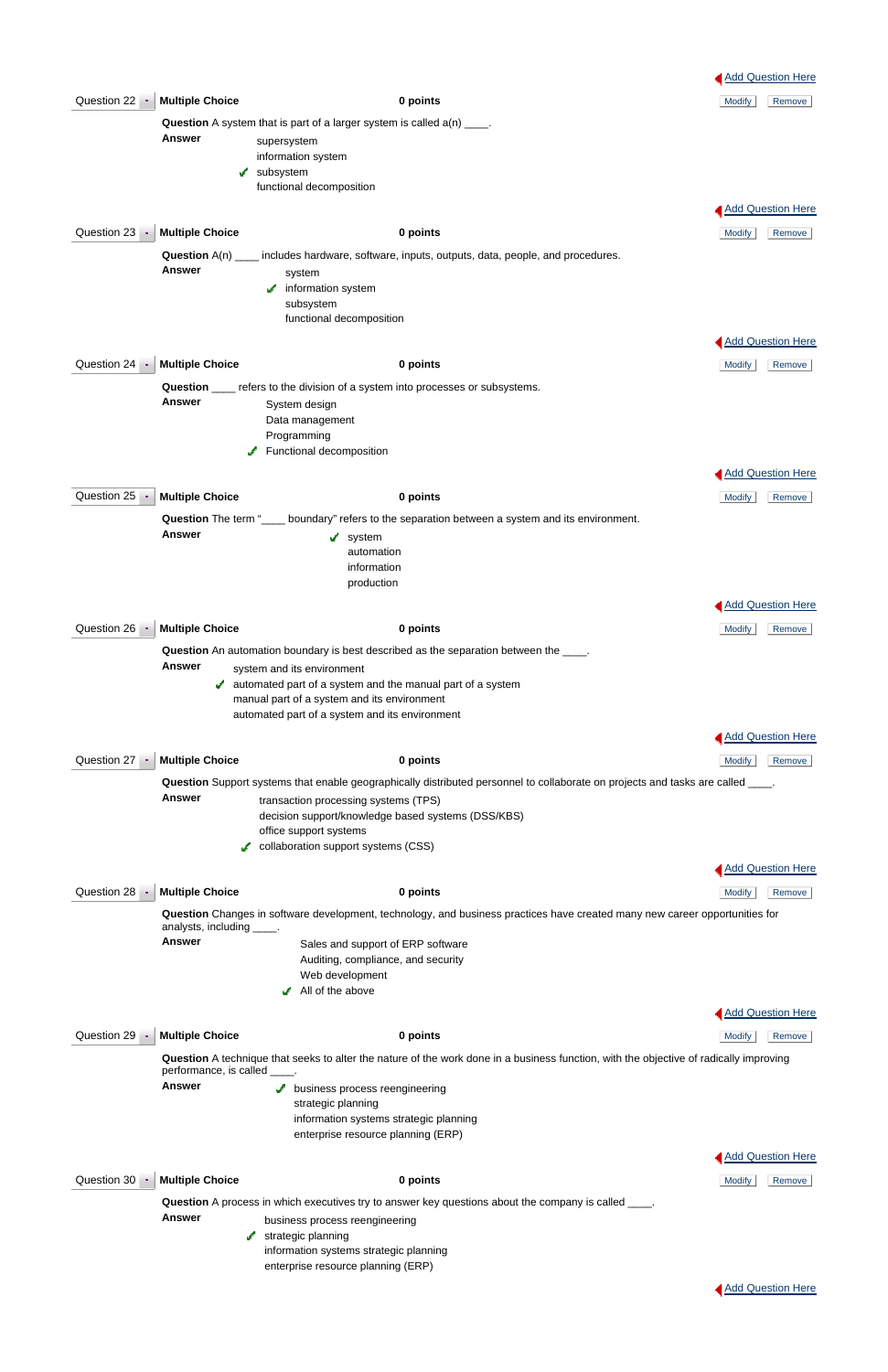Add Question Here

**Question 22** | **Multiple Choice** | **0 points** | Modify | Remove

**Question** A system that is part of a larger system is called a(n) ____.

**Answer**

- supersystem
- information system
- ✓ subsystem
- functional decomposition

Add Question Here

**Question 23** | **Multiple Choice** | **0 points** | Modify | Remove

**Question** A(n) ____ includes hardware, software, inputs, outputs, data, people, and procedures.

**Answer**

- system
- ✓ information system
- subsystem
- functional decomposition

Add Question Here

**Question 24** | **Multiple Choice** | **0 points** | Modify | Remove

**Question** ____ refers to the division of a system into processes or subsystems.

**Answer**

- System design
- Data management
- Programming
- ✓ Functional decomposition

Add Question Here

**Question 25** | **Multiple Choice** | **0 points** | Modify | Remove

**Question** The term "____ boundary" refers to the separation between a system and its environment.

**Answer**

- ✓ system
- automation
- information
- production

Add Question Here

**Question 26** | **Multiple Choice** | **0 points** | Modify | Remove

**Question** An automation boundary is best described as the separation between the ____.

**Answer**

- system and its environment
- ✓ automated part of a system and the manual part of a system
- manual part of a system and its environment
- automated part of a system and its environment

Add Question Here

**Question 27** | **Multiple Choice** | **0 points** | Modify | Remove

**Question** Support systems that enable geographically distributed personnel to collaborate on projects and tasks are called ____.

**Answer**

- transaction processing systems (TPS)
- decision support/knowledge based systems (DSS/KBS)
- office support systems
- ✓ collaboration support systems (CSS)

Add Question Here

**Question 28** | **Multiple Choice** | **0 points** | Modify | Remove

**Question** Changes in software development, technology, and business practices have created many new career opportunities for analysts, including ____.

**Answer**

- Sales and support of ERP software
- Auditing, compliance, and security
- Web development
- ✓ All of the above

Add Question Here

**Question 29** | **Multiple Choice** | **0 points** | Modify | Remove

**Question** A technique that seeks to alter the nature of the work done in a business function, with the objective of radically improving performance, is called ____.

**Answer**

- ✓ business process reengineering
- strategic planning
- information systems strategic planning
- enterprise resource planning (ERP)

Add Question Here

**Question 30** | **Multiple Choice** | **0 points** | Modify | Remove

**Question** A process in which executives try to answer key questions about the company is called ____.

**Answer**

- business process reengineering
- ✓ strategic planning
- information systems strategic planning
- enterprise resource planning (ERP)

Add Question Here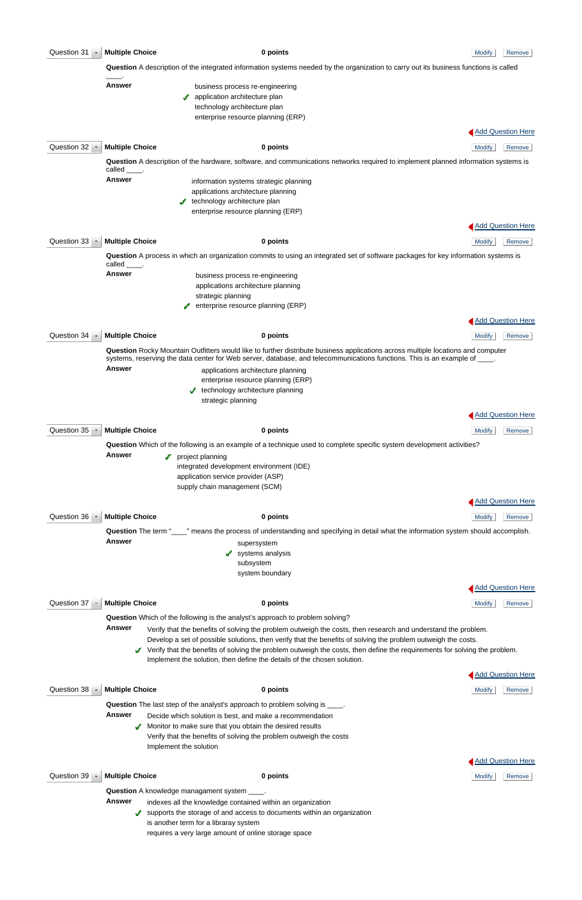**Question 31** | **Multiple Choice** | **0 points**

**Question** A description of the integrated information systems needed by the organization to carry out its business functions is called ____.

**Answer**

- business process re-engineering
- ✓ application architecture plan
- technology architecture plan
- enterprise resource planning (ERP)

**Question 32** | **Multiple Choice** | **0 points**

**Question** A description of the hardware, software, and communications networks required to implement planned information systems is called ____.

**Answer**

- information systems strategic planning
- applications architecture planning
- ✓ technology architecture plan
- enterprise resource planning (ERP)

**Question 33** | **Multiple Choice** | **0 points**

**Question** A process in which an organization commits to using an integrated set of software packages for key information systems is called ____.

**Answer**

- business process re-engineering
- applications architecture planning
- strategic planning
- ✓ enterprise resource planning (ERP)

**Question 34** | **Multiple Choice** | **0 points**

**Question** Rocky Mountain Outfitters would like to further distribute business applications across multiple locations and computer systems, reserving the data center for Web server, database, and telecommunications functions. This is an example of ____.

**Answer**

- applications architecture planning
- enterprise resource planning (ERP)
- ✓ technology architecture planning
- strategic planning

**Question 35** | **Multiple Choice** | **0 points**

**Question** Which of the following is an example of a technique used to complete specific system development activities?

**Answer**

- ✓ project planning
- integrated development environment (IDE)
- application service provider (ASP)
- supply chain management (SCM)

**Question 36** | **Multiple Choice** | **0 points**

**Question** The term "____" means the process of understanding and specifying in detail what the information system should accomplish.

**Answer**

- supersystem
- ✓ systems analysis
- subsystem
- system boundary

**Question 37** | **Multiple Choice** | **0 points**

**Question** Which of the following is the analyst's approach to problem solving?

**Answer**

- Verify that the benefits of solving the problem outweigh the costs, then research and understand the problem.
- Develop a set of possible solutions, then verify that the benefits of solving the problem outweigh the costs.
- ✓ Verify that the benefits of solving the problem outweigh the costs, then define the requirements for solving the problem.
- Implement the solution, then define the details of the chosen solution.

**Question 38** | **Multiple Choice** | **0 points**

**Question** The last step of the analyst's approach to problem solving is ____.

**Answer**

- Decide which solution is best, and make a recommendation
- ✓ Monitor to make sure that you obtain the desired results
- Verify that the benefits of solving the problem outweigh the costs
- Implement the solution

**Question 39** | **Multiple Choice** | **0 points**

**Question** A knowledge managment system ____.

**Answer**

- indexes all the knowledge contained within an organization
- ✓ supports the storage of and access to documents within an organization
- is another term for a libraray system
- requires a very large amount of online storage space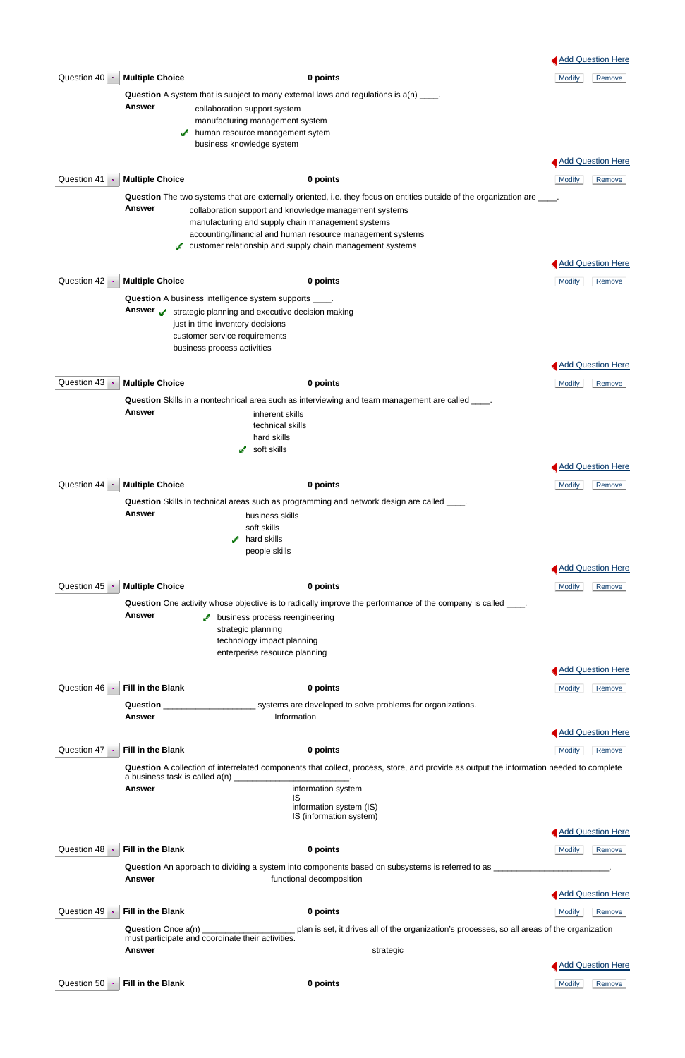Add Question Here

Question 40 | **Multiple Choice** | **0 points** | Modify | Remove

**Question** A system that is subject to many external laws and regulations is a(n) ____.

**Answer**

- collaboration support system
- manufacturing management system
- ✔ human resource management sytem
- business knowledge system

Add Question Here

Question 41 | **Multiple Choice** | **0 points** | Modify | Remove

**Question** The two systems that are externally oriented, i.e. they focus on entities outside of the organization are ____.

**Answer**

- collaboration support and knowledge management systems
- manufacturing and supply chain management systems
- accounting/financial and human resource management systems
- ✔ customer relationship and supply chain management systems

Add Question Here

Question 42 | **Multiple Choice** | **0 points** | Modify | Remove

**Question** A business intelligence system supports ____.

**Answer**

- ✔ strategic planning and executive decision making
- just in time inventory decisions
- customer service requirements
- business process activities

Add Question Here

Question 43 | **Multiple Choice** | **0 points** | Modify | Remove

**Question** Skills in a nontechnical area such as interviewing and team management are called ____.

**Answer**

- inherent skills
- technical skills
- hard skills
- ✔ soft skills

Add Question Here

Question 44 | **Multiple Choice** | **0 points** | Modify | Remove

**Question** Skills in technical areas such as programming and network design are called ____.

**Answer**

- business skills
- soft skills
- ✔ hard skills
- people skills

Add Question Here

Question 45 | **Multiple Choice** | **0 points** | Modify | Remove

**Question** One activity whose objective is to radically improve the performance of the company is called ____.

**Answer**

- ✔ business process reengineering
- strategic planning
- technology impact planning
- enterperise resource planning

Add Question Here

Question 46 | **Fill in the Blank** | **0 points** | Modify | Remove

**Question** ____________________ systems are developed to solve problems for organizations.

**Answer** Information

Add Question Here

Question 47 | **Fill in the Blank** | **0 points** | Modify | Remove

**Question** A collection of interrelated components that collect, process, store, and provide as output the information needed to complete a business task is called a(n) ____________________________.

**Answer**

information system
IS
information system (IS)
IS (information system)

Add Question Here

Question 48 | **Fill in the Blank** | **0 points** | Modify | Remove

**Question** An approach to dividing a system into components based on subsystems is referred to as ____________________________.

**Answer** functional decomposition

Add Question Here

Question 49 | **Fill in the Blank** | **0 points** | Modify | Remove

**Question** Once a(n) ____________________ plan is set, it drives all of the organization's processes, so all areas of the organization must participate and coordinate their activities.

**Answer** strategic

Add Question Here

Question 50 | **Fill in the Blank** | **0 points** | Modify | Remove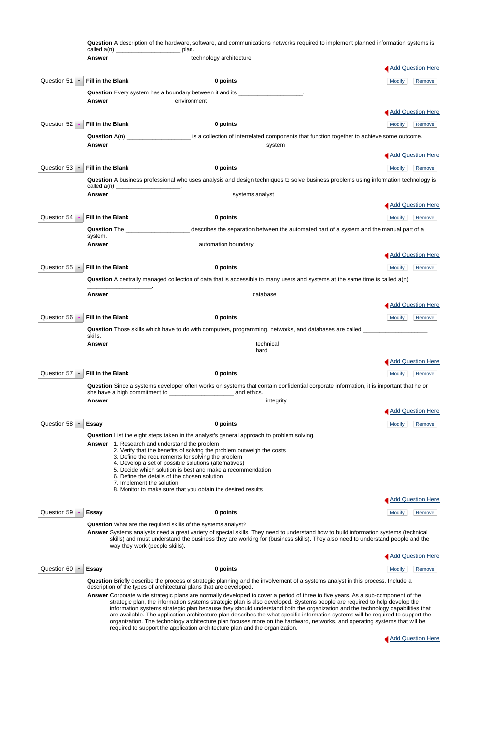**Question** A description of the hardware, software, and communications networks required to implement planned information systems is called a(n) ___________________ plan.

**Answer** technology architecture

Add Question Here

Question 51 | **Fill in the Blank** | **0 points** | Modify | Remove

**Question** Every system has a boundary between it and its ___________________.

**Answer** environment

Add Question Here

Question 52 | **Fill in the Blank** | **0 points** | Modify | Remove

**Question** A(n) ___________________ is a collection of interrelated components that function together to achieve some outcome.

**Answer** system

Add Question Here

Question 53 | **Fill in the Blank** | **0 points** | Modify | Remove

**Question** A business professional who uses analysis and design techniques to solve business problems using information technology is called a(n) ___________________.

**Answer** systems analyst

Add Question Here

Question 54 | **Fill in the Blank** | **0 points** | Modify | Remove

**Question** The ___________________ describes the separation between the automated part of a system and the manual part of a system.

**Answer** automation boundary

Add Question Here

Question 55 | **Fill in the Blank** | **0 points** | Modify | Remove

**Question** A centrally managed collection of data that is accessible to many users and systems at the same time is called a(n) ___________________.

**Answer** database

Add Question Here

Question 56 | **Fill in the Blank** | **0 points** | Modify | Remove

**Question** Those skills which have to do with computers, programming, networks, and databases are called ___________________ skills.

**Answer** technical
hard

Add Question Here

Question 57 | **Fill in the Blank** | **0 points** | Modify | Remove

**Question** Since a systems developer often works on systems that contain confidential corporate information, it is important that he or she have a high commitment to ___________________ and ethics.

**Answer** integrity

Add Question Here

Question 58 | **Essay** | **0 points** | Modify | Remove

**Question** List the eight steps taken in the analyst's general approach to problem solving.

**Answer**
1. Research and understand the problem
2. Verify that the benefits of solving the problem outweigh the costs
3. Define the requirements for solving the problem
4. Develop a set of possible solutions (alternatives)
5. Decide which solution is best and make a recommendation
6. Define the details of the chosen solution
7. Implement the solution
8. Monitor to make sure that you obtain the desired results

Add Question Here

Question 59 | **Essay** | **0 points** | Modify | Remove

**Question** What are the required skills of the systems analyst?

**Answer** Systems analysts need a great variety of special skills. They need to understand how to build information systems (technical skills) and must understand the business they are working for (business skills). They also need to understand people and the way they work (people skills).

Add Question Here

Question 60 | **Essay** | **0 points** | Modify | Remove

**Question** Briefly describe the process of strategic planning and the involvement of a systems analyst in this process. Include a description of the types of architectural plans that are developed.

**Answer** Corporate wide strategic plans are normally developed to cover a period of three to five years. As a sub-component of the strategic plan, the information systems strategic plan is also developed. Systems people are required to help develop the information systems strategic plan because they should understand both the organization and the technology capabilities that are available. The application architecture plan describes the what specific information systems will be required to support the organization. The technology architecture plan focuses more on the hardward, networks, and operating systems that will be required to support the application architecture plan and the organization.

Add Question Here